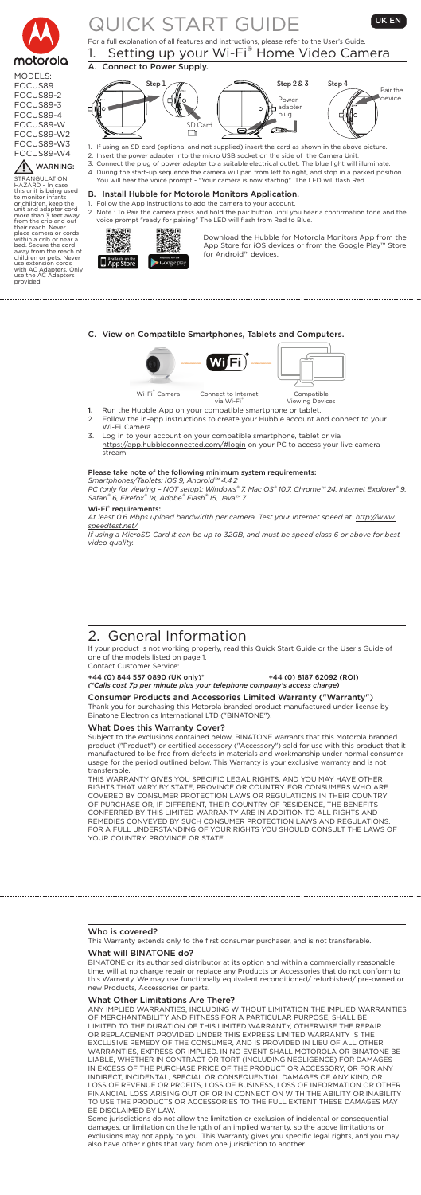# QUICK START GUIDE

UK EN

motorola

MODELS:
FOCUS89
FOCUS89-2
FOCUS89-3
FOCUS89-4
FOCUS89-W
FOCUS89-W2
FOCUS89-W3
FOCUS89-W4

**WARNING:**

STRANGULATION HAZARD – In case this unit is being used to monitor infants or children, keep the unit and adapter cord more than 3 feet away from the crib and out their reach. Never place camera or cords within a crib or near a bed. Secure the cord away from the reach of children or pets. Never use extension cords with AC Adapters. Only use the AC Adapters provided.

For a full explanation of all features and instructions, please refer to the User's Guide.

## 1. Setting up your Wi-Fi® Home Video Camera

### A. Connect to Power Supply.

Step 1 — SD Card
Step 2 & 3 — Power adapter plug
Step 4 — Pair the device

1. If using an SD card (optional and not supplied) insert the card as shown in the above picture.
2. Insert the power adapter into the micro USB socket on the side of the Camera Unit.
3. Connect the plug of power adapter to a suitable electrical outlet. The blue light will illuminate.
4. During the start-up sequence the camera will pan from left to right, and stop in a parked position. You will hear the voice prompt - "Your camera is now starting". The LED will flash Red.

### B. Install Hubble for Motorola Monitors Application.

1. Follow the App instructions to add the camera to your account.
2. Note : To Pair the camera press and hold the pair button until you hear a confirmation tone and the voice prompt "ready for pairing" The LED will flash from Red to Blue.

Available on the App Store | Android App on Google play

Download the Hubble for Motorola Monitors App from the App Store for iOS devices or from the Google Play™ Store for Android™ devices.

### C. View on Compatible Smartphones, Tablets and Computers.

Wi-Fi® Camera — Connect to Internet via Wi-Fi® — Compatible Viewing Devices

1. Run the Hubble App on your compatible smartphone or tablet.
2. Follow the in-app instructions to create your Hubble account and connect to your Wi-Fi Camera.
3. Log in to your account on your compatible smartphone, tablet or via https://app.hubbleconnected.com/#login on your PC to access your live camera stream.

**Please take note of the following minimum system requirements:**
*Smartphones/Tablets: iOS 9, Android™ 4.4.2*
*PC (only for viewing – NOT setup): Windows® 7, Mac OS® 10.7, Chrome™ 24, Internet Explorer® 9, Safari® 6, Firefox® 18, Adobe® Flash® 15, Java™ 7*

**Wi-Fi® requirements:**
*At least 0.6 Mbps upload bandwidth per camera. Test your Internet speed at: http://www.speedtest.net/*
*If using a MicroSD Card it can be up to 32GB, and must be speed class 6 or above for best video quality.*

## 2. General Information

If your product is not working properly, read this Quick Start Guide or the User's Guide of one of the models listed on page 1.
Contact Customer Service:

**+44 (0) 844 557 0890 (UK only)*** **+44 (0) 8187 62092 (ROI)**
***(*Calls cost 7p per minute plus your telephone company's access charge)***

### Consumer Products and Accessories Limited Warranty ("Warranty")

Thank you for purchasing this Motorola branded product manufactured under license by Binatone Electronics International LTD ("BINATONE").

### What Does this Warranty Cover?

Subject to the exclusions contained below, BINATONE warrants that this Motorola branded product ("Product") or certified accessory ("Accessory") sold for use with this product that it manufactured to be free from defects in materials and workmanship under normal consumer usage for the period outlined below. This Warranty is your exclusive warranty and is not transferable.

THIS WARRANTY GIVES YOU SPECIFIC LEGAL RIGHTS, AND YOU MAY HAVE OTHER RIGHTS THAT VARY BY STATE, PROVINCE OR COUNTRY. FOR CONSUMERS WHO ARE COVERED BY CONSUMER PROTECTION LAWS OR REGULATIONS IN THEIR COUNTRY OF PURCHASE OR, IF DIFFERENT, THEIR COUNTRY OF RESIDENCE, THE BENEFITS CONFERRED BY THIS LIMITED WARRANTY ARE IN ADDITION TO ALL RIGHTS AND REMEDIES CONVEYED BY SUCH CONSUMER PROTECTION LAWS AND REGULATIONS. FOR A FULL UNDERSTANDING OF YOUR RIGHTS YOU SHOULD CONSULT THE LAWS OF YOUR COUNTRY, PROVINCE OR STATE.

### Who is covered?

This Warranty extends only to the first consumer purchaser, and is not transferable.

### What will BINATONE do?

BINATONE or its authorised distributor at its option and within a commercially reasonable time, will at no charge repair or replace any Products or Accessories that do not conform to this Warranty. We may use functionally equivalent reconditioned/ refurbished/ pre-owned or new Products, Accessories or parts.

### What Other Limitations Are There?

ANY IMPLIED WARRANTIES, INCLUDING WITHOUT LIMITATION THE IMPLIED WARRANTIES OF MERCHANTABILITY AND FITNESS FOR A PARTICULAR PURPOSE, SHALL BE LIMITED TO THE DURATION OF THIS LIMITED WARRANTY, OTHERWISE THE REPAIR OR REPLACEMENT PROVIDED UNDER THIS EXPRESS LIMITED WARRANTY IS THE EXCLUSIVE REMEDY OF THE CONSUMER, AND IS PROVIDED IN LIEU OF ALL OTHER WARRANTIES, EXPRESS OR IMPLIED. IN NO EVENT SHALL MOTOROLA OR BINATONE BE LIABLE, WHETHER IN CONTRACT OR TORT (INCLUDING NEGLIGENCE) FOR DAMAGES IN EXCESS OF THE PURCHASE PRICE OF THE PRODUCT OR ACCESSORY, OR FOR ANY INDIRECT, INCIDENTAL, SPECIAL OR CONSEQUENTIAL DAMAGES OF ANY KIND, OR LOSS OF REVENUE OR PROFITS, LOSS OF BUSINESS, LOSS OF INFORMATION OR OTHER FINANCIAL LOSS ARISING OUT OF OR IN CONNECTION WITH THE ABILITY OR INABILITY TO USE THE PRODUCTS OR ACCESSORIES TO THE FULL EXTENT THESE DAMAGES MAY BE DISCLAIMED BY LAW.

Some jurisdictions do not allow the limitation or exclusion of incidental or consequential damages, or limitation on the length of an implied warranty, so the above limitations or exclusions may not apply to you. This Warranty gives you specific legal rights, and you may also have other rights that vary from one jurisdiction to another.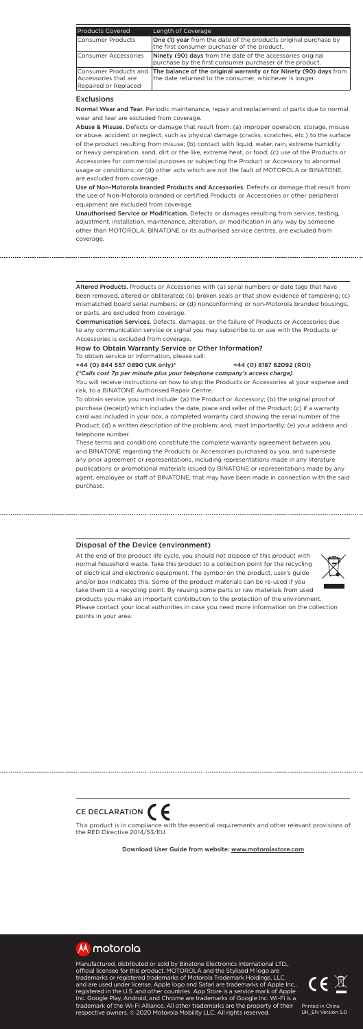| Products Covered | Length of Coverage |
| --- | --- |
| Consumer Products | **One (1) year** from the date of the products original purchase by the first consumer purchaser of the product. |
| Consumer Accessories | **Ninety (90) days** from the date of the accessories original purchase by the first consumer purchaser of the product. |
| Consumer Products and Accessories that are Repaired or Replaced | **The balance of the original warranty or for Ninety (90) days** from the date returned to the consumer, whichever is longer. |

### Exclusions

**Normal Wear and Tear.** Periodic maintenance, repair and replacement of parts due to normal wear and tear are excluded from coverage.

**Abuse & Misuse.** Defects or damage that result from: (a) improper operation, storage, misuse or abuse, accident or neglect, such as physical damage (cracks, scratches, etc.) to the surface of the product resulting from misuse; (b) contact with liquid, water, rain, extreme humidity or heavy perspiration, sand, dirt or the like, extreme heat, or food; (c) use of the Products or Accessories for commercial purposes or subjecting the Product or Accessory to abnormal usage or conditions; or (d) other acts which are not the fault of MOTOROLA or BINATONE, are excluded from coverage.

**Use of Non-Motorola branded Products and Accessories.** Defects or damage that result from the use of Non-Motorola branded or certified Products or Accessories or other peripheral equipment are excluded from coverage.

**Unauthorised Service or Modification.** Defects or damages resulting from service, testing, adjustment, installation, maintenance, alteration, or modification in any way by someone other than MOTOROLA, BINATONE or its authorised service centres, are excluded from coverage.

**Altered Products.** Products or Accessories with (a) serial numbers or date tags that have been removed, altered or obliterated; (b) broken seals or that show evidence of tampering; (c) mismatched board serial numbers; or (d) nonconforming or non-Motorola branded housings, or parts, are excluded from coverage.

**Communication Services.** Defects, damages, or the failure of Products or Accessories due to any communication service or signal you may subscribe to or use with the Products or Accessories is excluded from coverage.

### How to Obtain Warranty Service or Other Information?

To obtain service or information, please call:

**+44 (0) 844 557 0890 (UK only)*** **+44 (0) 8187 62092 (ROI)**

*(*Calls cost 7p per minute plus your telephone company's access charge)*

You will receive instructions on how to ship the Products or Accessories at your expense and risk, to a BINATONE Authorised Repair Centre.

To obtain service, you must include: (a) the Product or Accessory; (b) the original proof of purchase (receipt) which includes the date, place and seller of the Product; (c) if a warranty card was included in your box, a completed warranty card showing the serial number of the Product; (d) a written description of the problem; and, most importantly; (e) your address and telephone number.

These terms and conditions constitute the complete warranty agreement between you and BINATONE regarding the Products or Accessories purchased by you, and supersede any prior agreement or representations, including representations made in any literature publications or promotional materials issued by BINATONE or representations made by any agent, employee or staff of BINATONE, that may have been made in connection with the said purchase.

## Disposal of the Device (environment)

At the end of the product life cycle, you should not dispose of this product with normal household waste. Take this product to a collection point for the recycling of electrical and electronic equipment. The symbol on the product, user's guide and/or box indicates this. Some of the product materials can be re-used if you take them to a recycling point. By reusing some parts or raw materials from used products you make an important contribution to the protection of the environment. Please contact your local authorities in case you need more information on the collection points in your area.

## CE DECLARATION CE

This product is in compliance with the essential requirements and other relevant provisions of the RED Directive 2014/53/EU.

**Download User Guide from website: www.motorolastore.com**

motorola

Manufactured, distributed or sold by Binatone Electronics International LTD., official licensee for this product. MOTOROLA and the Stylised M logo are trademarks or registered trademarks of Motorola Trademark Holdings, LLC. and are used under license. Apple logo and Safari are trademarks of Apple Inc., registered in the U.S. and other countries. App Store is a service mark of Apple Inc. Google Play, Android, and Chrome are trademarks of Google Inc. Wi-Fi is a trademark of the Wi-Fi Alliance. All other trademarks are the property of their respective owners. © 2020 Motorola Mobility LLC. All rights reserved.

Printed in China
UK_EN Version 5.0